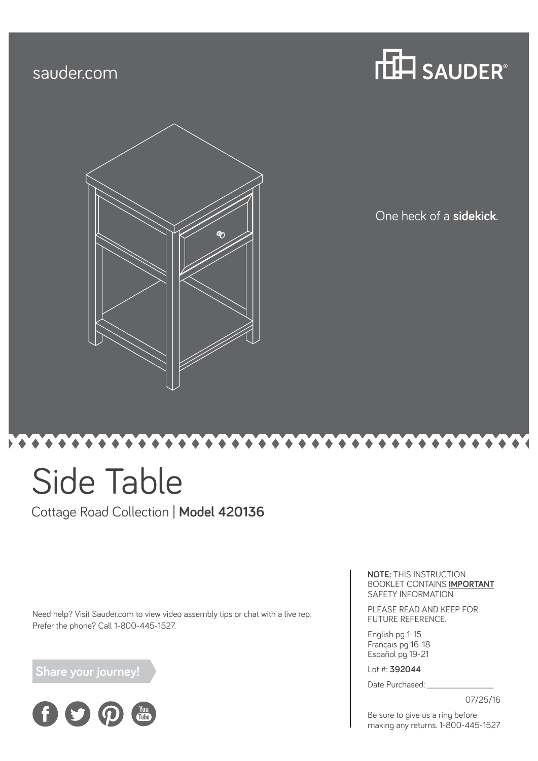sauder.com

SAUDER®

One heck of a **sidekick**.

# Side Table

Cottage Road Collection | **Model 420136**

Need help? Visit Sauder.com to view video assembly tips or chat with a live rep. Prefer the phone? Call 1-800-445-1527.

**Share your journey!**

**NOTE:** THIS INSTRUCTION BOOKLET CONTAINS **IMPORTANT** SAFETY INFORMATION.

PLEASE READ AND KEEP FOR FUTURE REFERENCE.

English pg 1-15
Français pg 16-18
Español pg 19-21

Lot #: **392044**

Date Purchased: ________________

07/25/16

Be sure to give us a ring before making any returns. 1-800-445-1527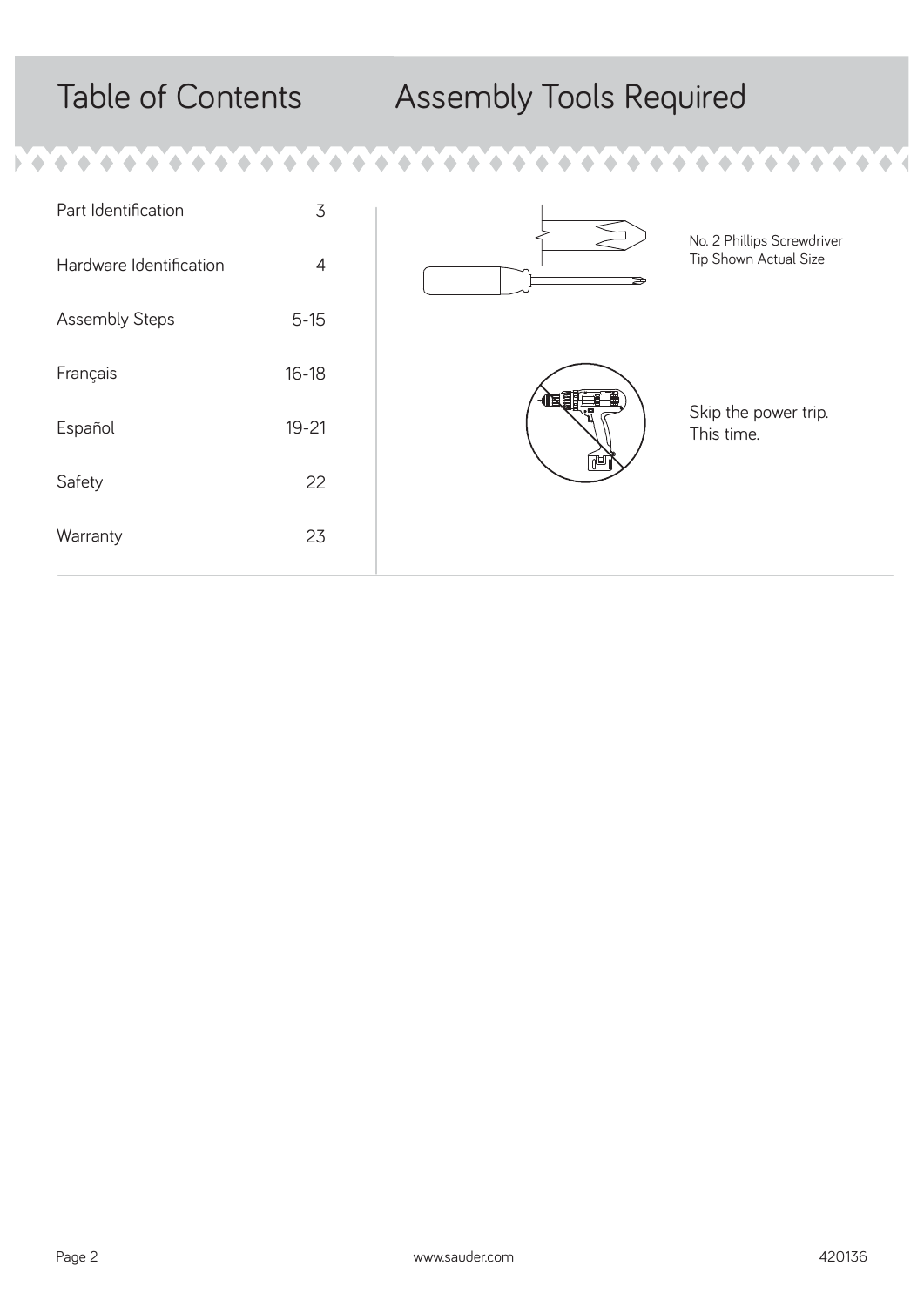# Table of Contents

| | |
|---|---|
| Part Identification | 3 |
| Hardware Identification | 4 |
| Assembly Steps | 5-15 |
| Français | 16-18 |
| Español | 19-21 |
| Safety | 22 |
| Warranty | 23 |

# Assembly Tools Required

No. 2 Phillips Screwdriver
Tip Shown Actual Size

Skip the power trip.
This time.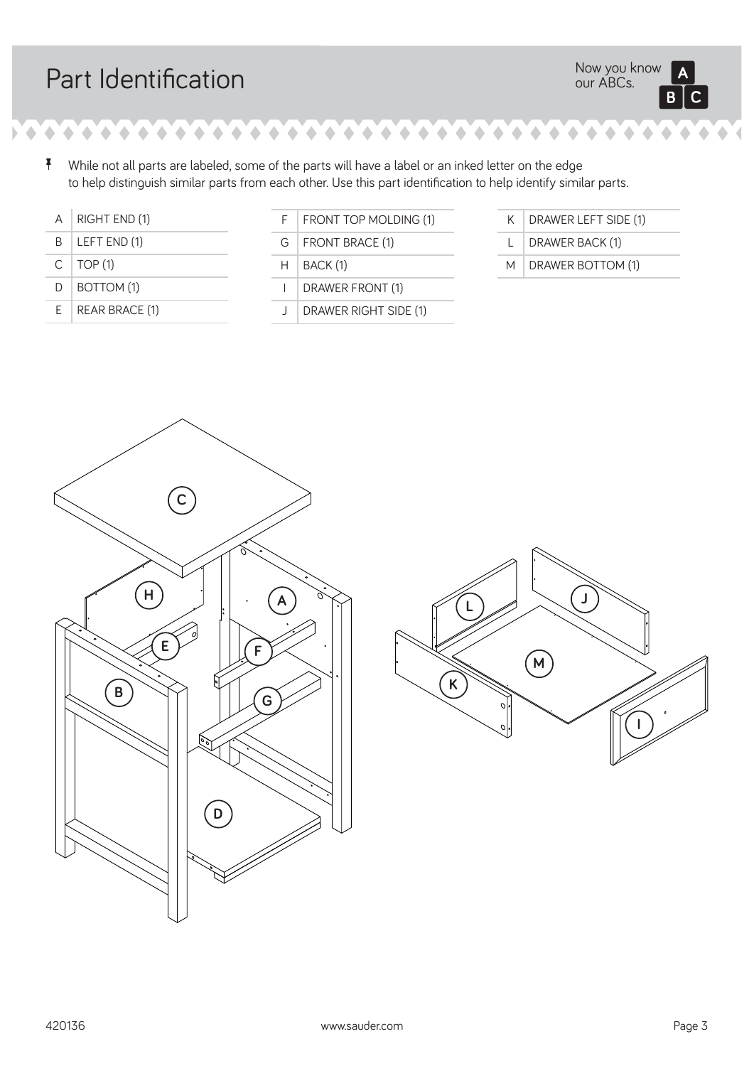# Part Identification

Now you know our ABCs.

While not all parts are labeled, some of the parts will have a label or an inked letter on the edge to help distinguish similar parts from each other. Use this part identification to help identify similar parts.

| | |
|---|---|
| A | RIGHT END (1) |
| B | LEFT END (1) |
| C | TOP (1) |
| D | BOTTOM (1) |
| E | REAR BRACE (1) |
| F | FRONT TOP MOLDING (1) |
| G | FRONT BRACE (1) |
| H | BACK (1) |
| I | DRAWER FRONT (1) |
| J | DRAWER RIGHT SIDE (1) |
| K | DRAWER LEFT SIDE (1) |
| L | DRAWER BACK (1) |
| M | DRAWER BOTTOM (1) |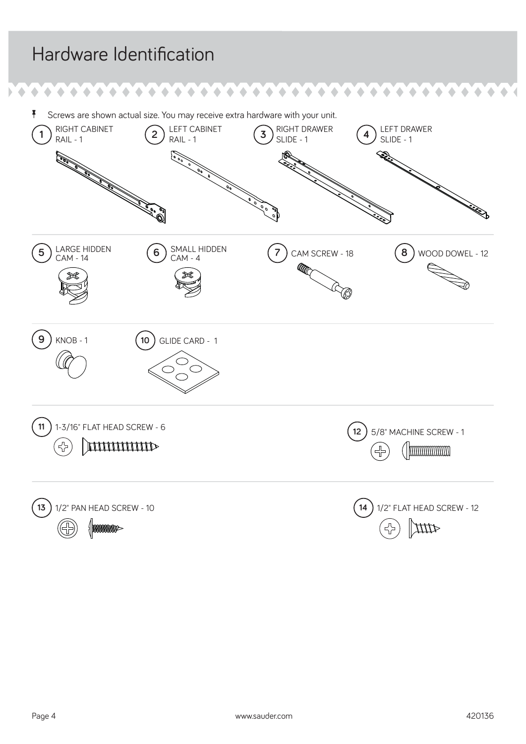# Hardware Identification

Screws are shown actual size. You may receive extra hardware with your unit.

1. RIGHT CABINET RAIL - 1
2. LEFT CABINET RAIL - 1
3. RIGHT DRAWER SLIDE - 1
4. LEFT DRAWER SLIDE - 1
5. LARGE HIDDEN CAM - 14
6. SMALL HIDDEN CAM - 4
7. CAM SCREW - 18
8. WOOD DOWEL - 12
9. KNOB - 1
10. GLIDE CARD - 1
11. 1-3/16" FLAT HEAD SCREW - 6
12. 5/8" MACHINE SCREW - 1
13. 1/2" PAN HEAD SCREW - 10
14. 1/2" FLAT HEAD SCREW - 12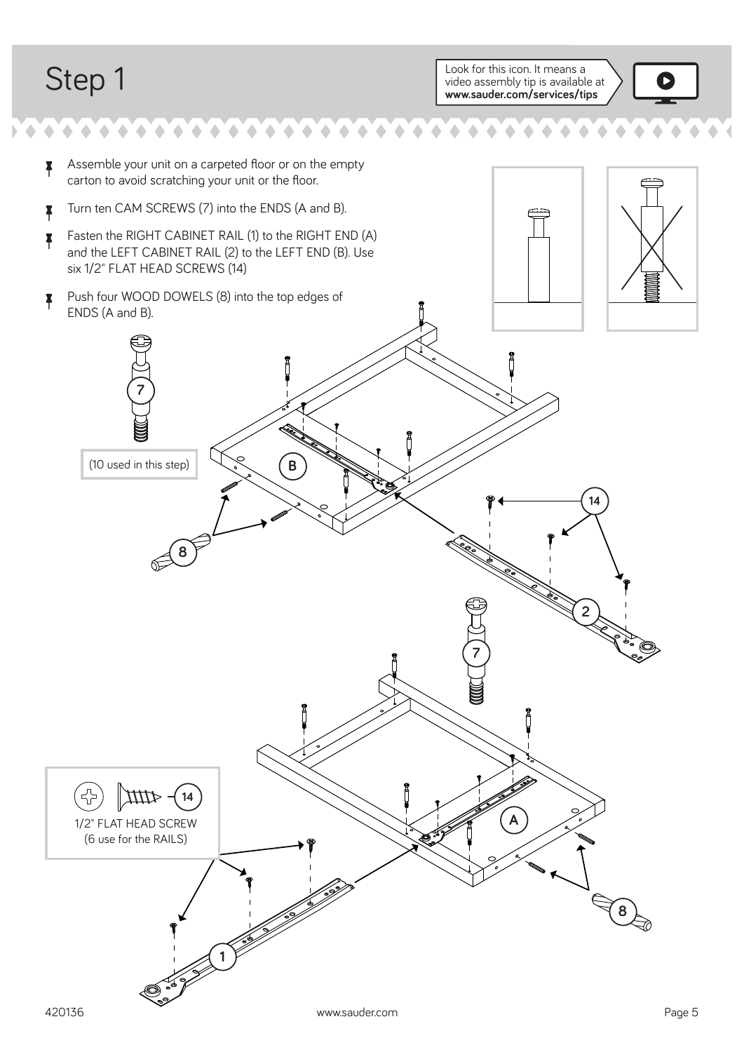# Step 1

Look for this icon. It means a video assembly tip is available at **www.sauder.com/services/tips**

- Assemble your unit on a carpeted floor or on the empty carton to avoid scratching your unit or the floor.
- Turn ten CAM SCREWS (7) into the ENDS (A and B).
- Fasten the RIGHT CABINET RAIL (1) to the RIGHT END (A) and the LEFT CABINET RAIL (2) to the LEFT END (B). Use six 1/2" FLAT HEAD SCREWS (14)
- Push four WOOD DOWELS (8) into the top edges of ENDS (A and B).

(10 used in this step)

1/2" FLAT HEAD SCREW
(6 use for the RAILS)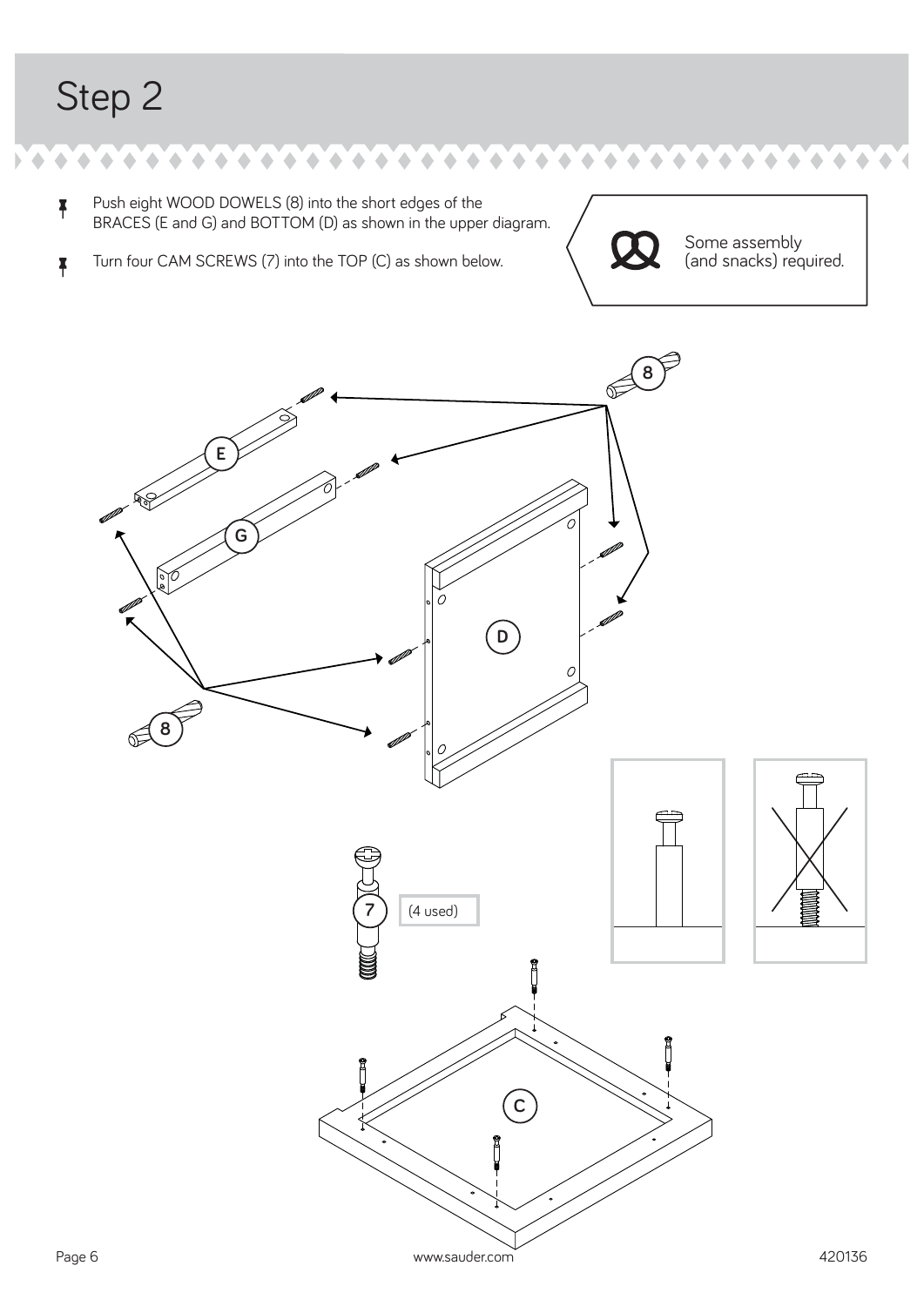# Step 2

- Push eight WOOD DOWELS (8) into the short edges of the BRACES (E and G) and BOTTOM (D) as shown in the upper diagram.
- Turn four CAM SCREWS (7) into the TOP (C) as shown below.

Some assembly (and snacks) required.

(4 used)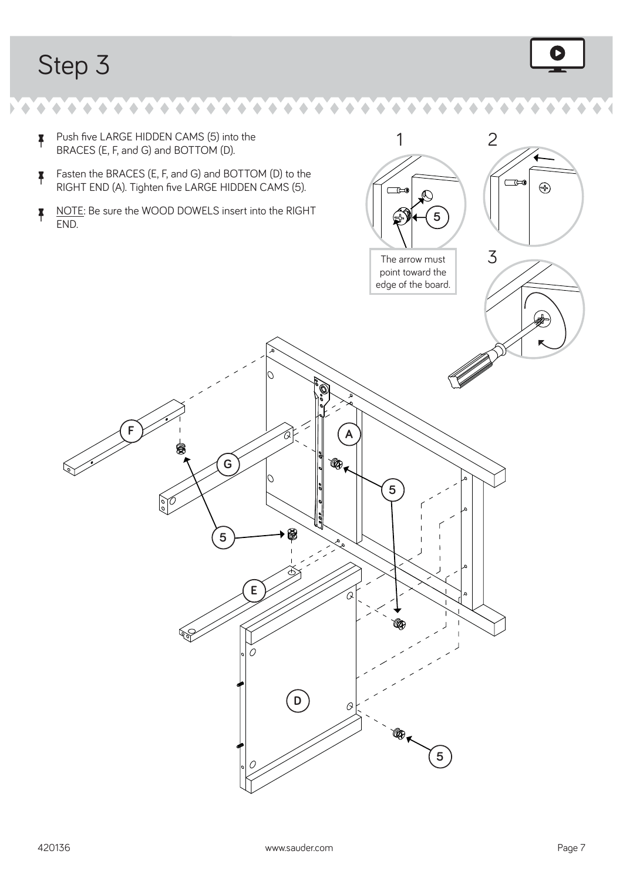# Step 3

- Push five LARGE HIDDEN CAMS (5) into the BRACES (E, F, and G) and BOTTOM (D).
- Fasten the BRACES (E, F, and G) and BOTTOM (D) to the RIGHT END (A). Tighten five LARGE HIDDEN CAMS (5).
- NOTE: Be sure the WOOD DOWELS insert into the RIGHT END.

The arrow must point toward the edge of the board.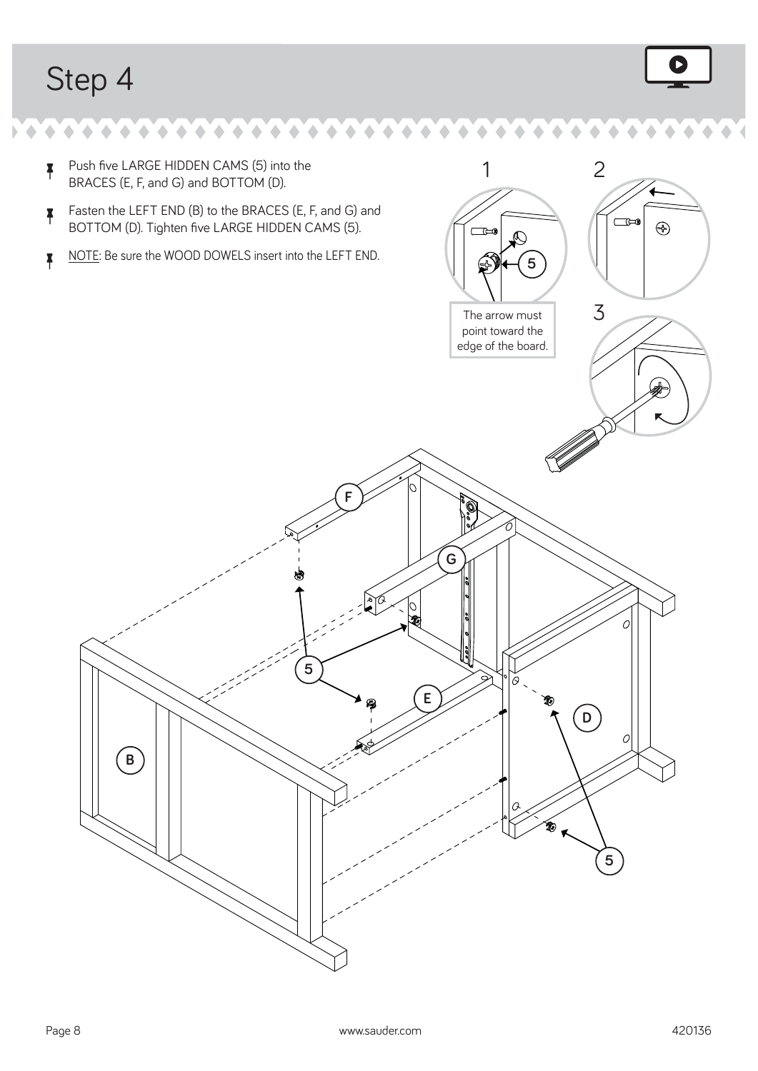# Step 4

- Push five LARGE HIDDEN CAMS (5) into the BRACES (E, F, and G) and BOTTOM (D).
- Fasten the LEFT END (B) to the BRACES (E, F, and G) and BOTTOM (D). Tighten five LARGE HIDDEN CAMS (5).
- NOTE: Be sure the WOOD DOWELS insert into the LEFT END.

The arrow must point toward the edge of the board.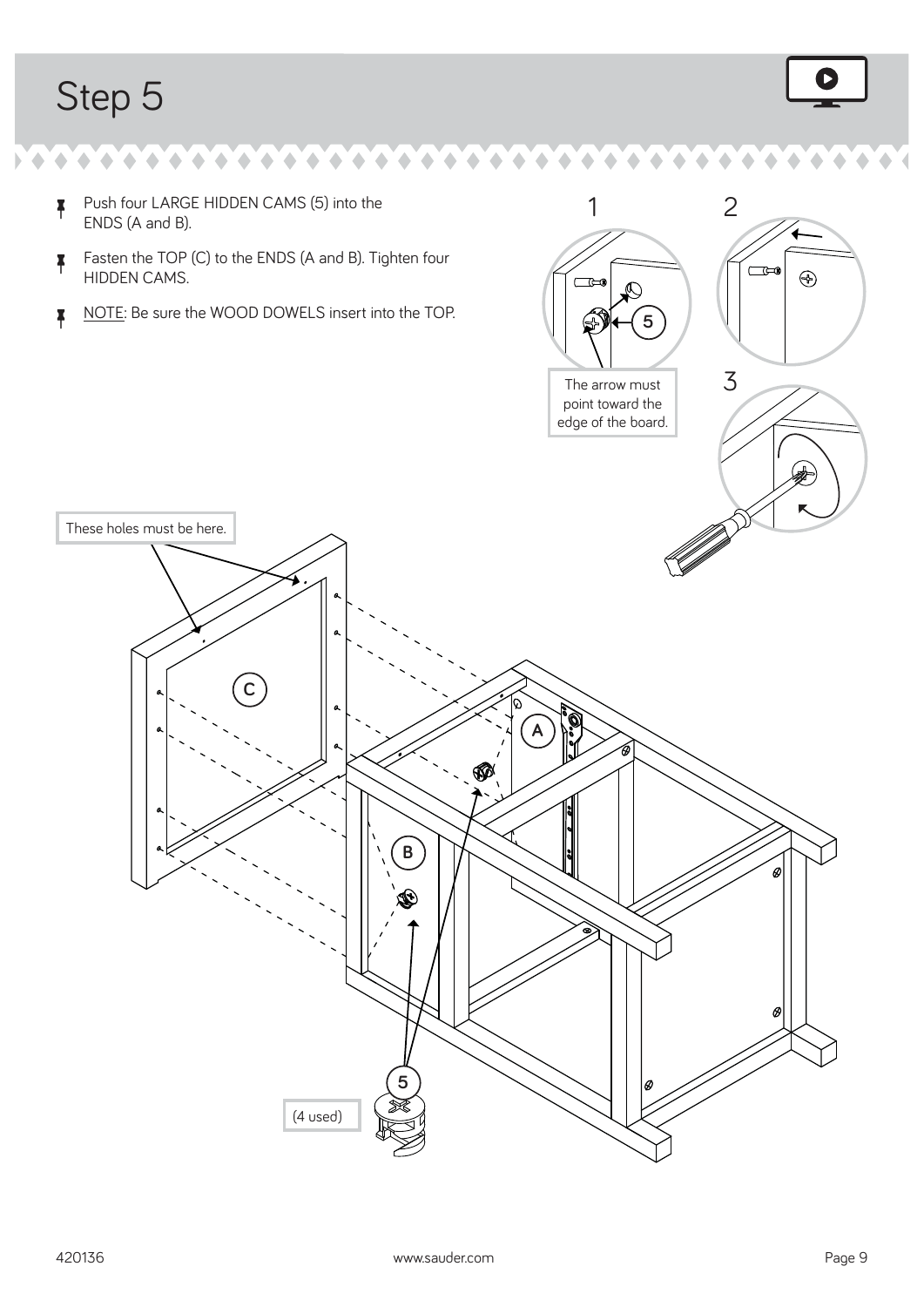# Step 5

- Push four LARGE HIDDEN CAMS (5) into the ENDS (A and B).
- Fasten the TOP (C) to the ENDS (A and B). Tighten four HIDDEN CAMS.
- NOTE: Be sure the WOOD DOWELS insert into the TOP.

The arrow must point toward the edge of the board.

These holes must be here.

(4 used)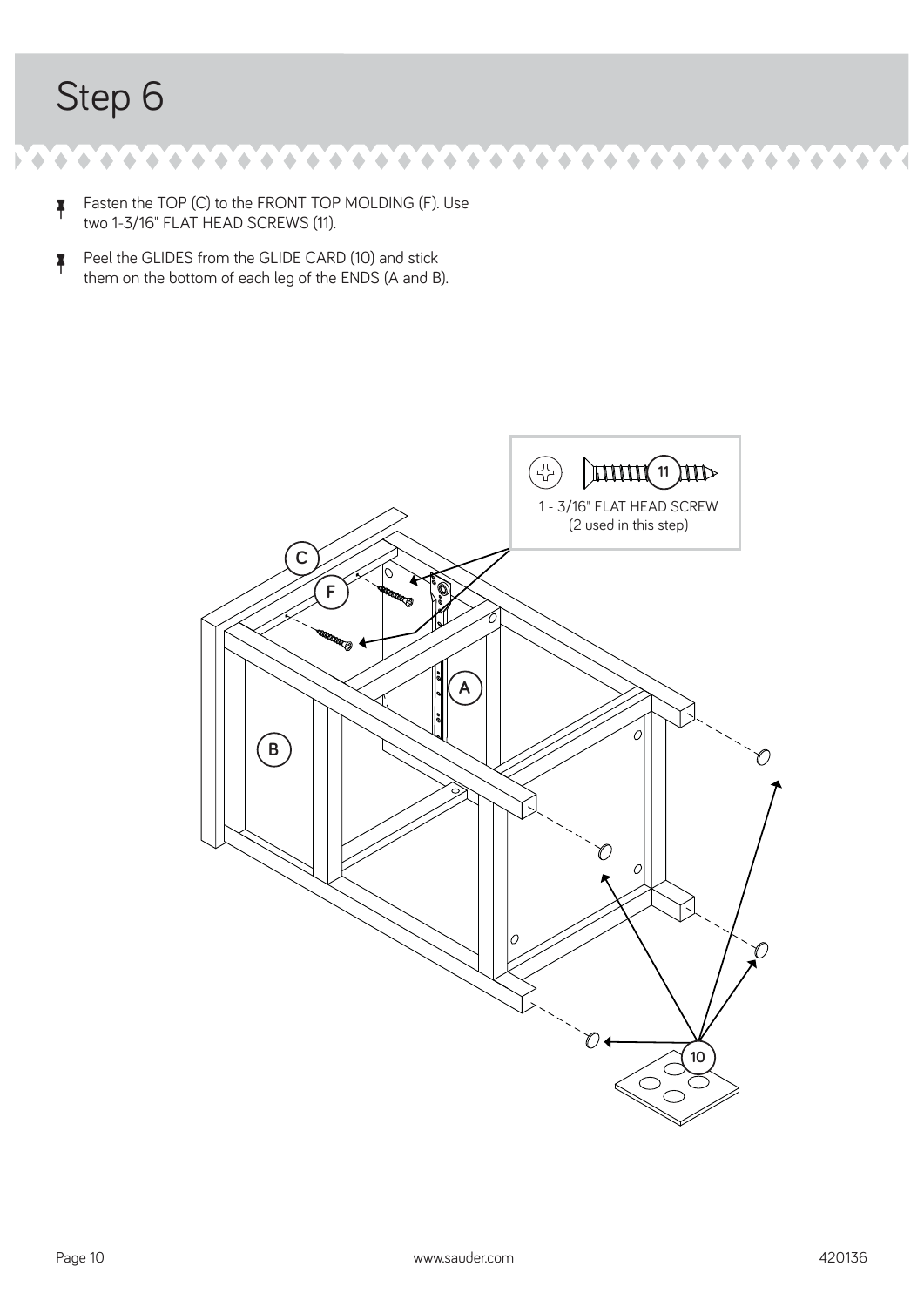# Step 6

- Fasten the TOP (C) to the FRONT TOP MOLDING (F). Use two 1-3/16" FLAT HEAD SCREWS (11).
- Peel the GLIDES from the GLIDE CARD (10) and stick them on the bottom of each leg of the ENDS (A and B).

11

1 - 3/16" FLAT HEAD SCREW
(2 used in this step)

C

F

A

B

10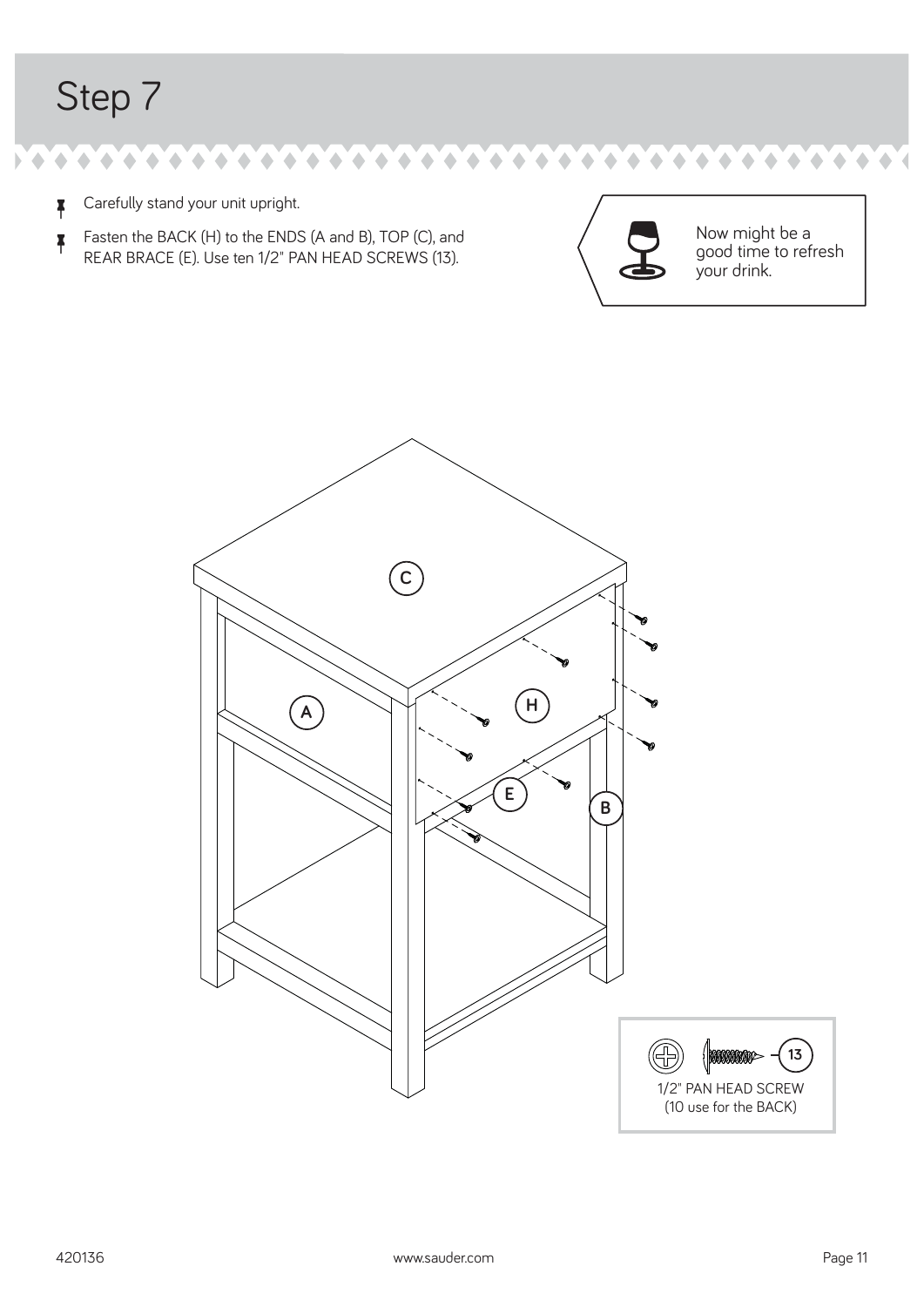# Step 7

- Carefully stand your unit upright.
- Fasten the BACK (H) to the ENDS (A and B), TOP (C), and REAR BRACE (E). Use ten 1/2" PAN HEAD SCREWS (13).

Now might be a good time to refresh your drink.

C

A

H

E

B

13

1/2" PAN HEAD SCREW
(10 use for the BACK)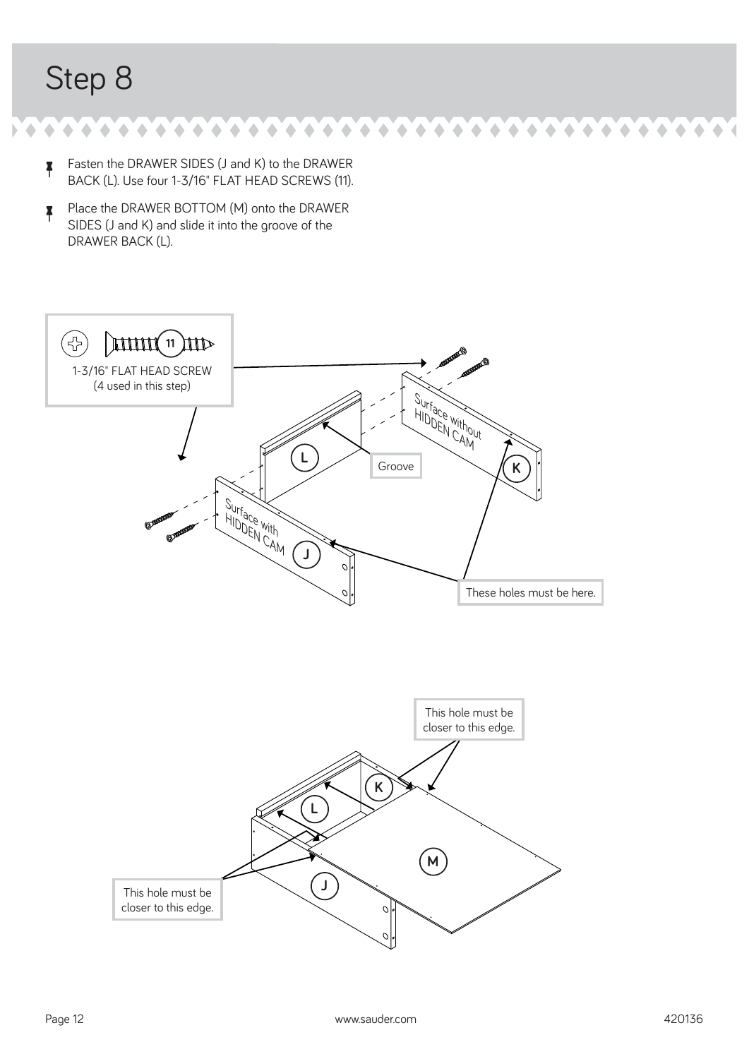# Step 8

- Fasten the DRAWER SIDES (J and K) to the DRAWER BACK (L). Use four 1-3/16" FLAT HEAD SCREWS (11).
- Place the DRAWER BOTTOM (M) onto the DRAWER SIDES (J and K) and slide it into the groove of the DRAWER BACK (L).

11

1-3/16" FLAT HEAD SCREW
(4 used in this step)

Surface without HIDDEN CAM

L

Groove

K

Surface with HIDDEN CAM

J

These holes must be here.

This hole must be closer to this edge.

K

L

M

J

This hole must be closer to this edge.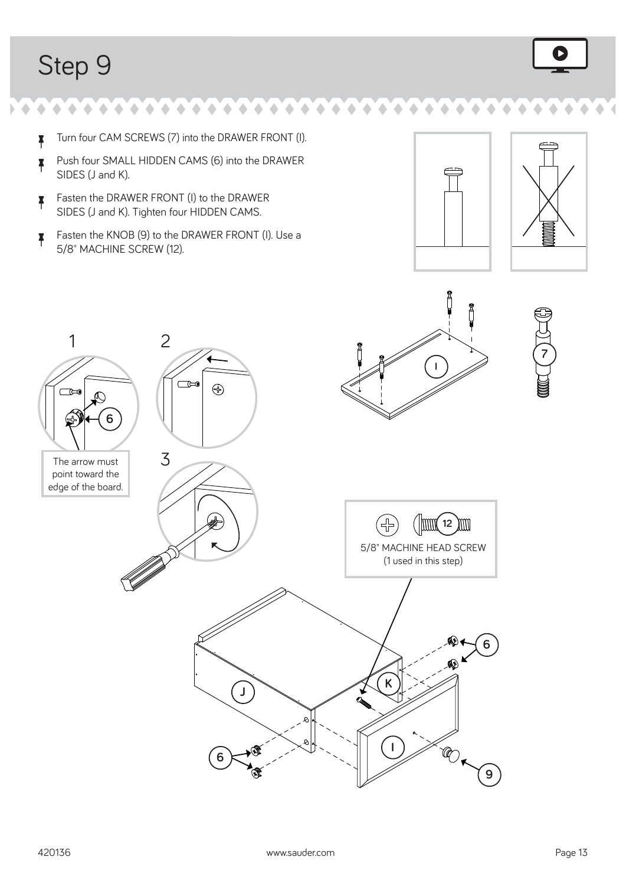# Step 9

- Turn four CAM SCREWS (7) into the DRAWER FRONT (I).
- Push four SMALL HIDDEN CAMS (6) into the DRAWER SIDES (J and K).
- Fasten the DRAWER FRONT (I) to the DRAWER SIDES (J and K). Tighten four HIDDEN CAMS.
- Fasten the KNOB (9) to the DRAWER FRONT (I). Use a 5/8" MACHINE SCREW (12).

The arrow must point toward the edge of the board.

5/8" MACHINE HEAD SCREW
(1 used in this step)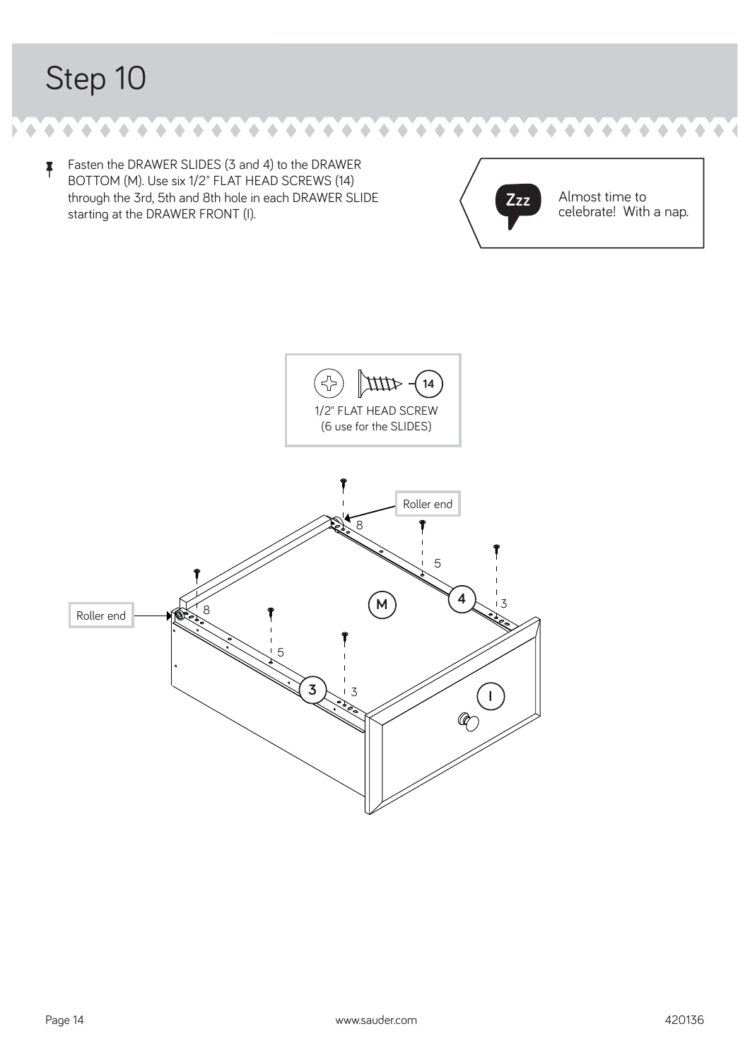# Step 10

- Fasten the DRAWER SLIDES (3 and 4) to the DRAWER BOTTOM (M). Use six 1/2" FLAT HEAD SCREWS (14) through the 3rd, 5th and 8th hole in each DRAWER SLIDE starting at the DRAWER FRONT (I).

Zzz Almost time to celebrate! With a nap.

14 — 1/2" FLAT HEAD SCREW (6 use for the SLIDES)

Roller end

Roller end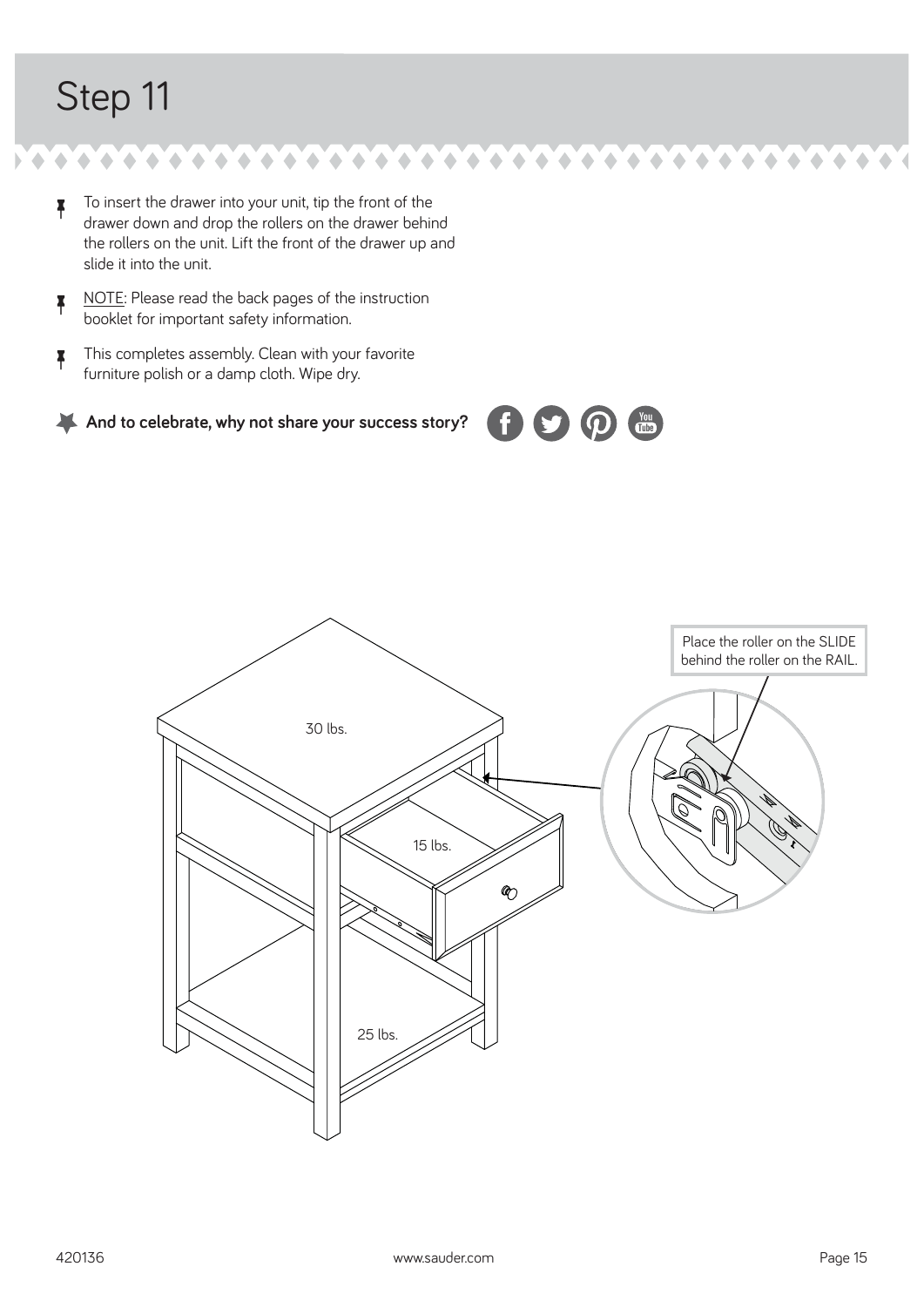# Step 11

- To insert the drawer into your unit, tip the front of the drawer down and drop the rollers on the drawer behind the rollers on the unit. Lift the front of the drawer up and slide it into the unit.
- NOTE: Please read the back pages of the instruction booklet for important safety information.
- This completes assembly. Clean with your favorite furniture polish or a damp cloth. Wipe dry.

**And to celebrate, why not share your success story?**

Place the roller on the SLIDE behind the roller on the RAIL.

30 lbs.

15 lbs.

25 lbs.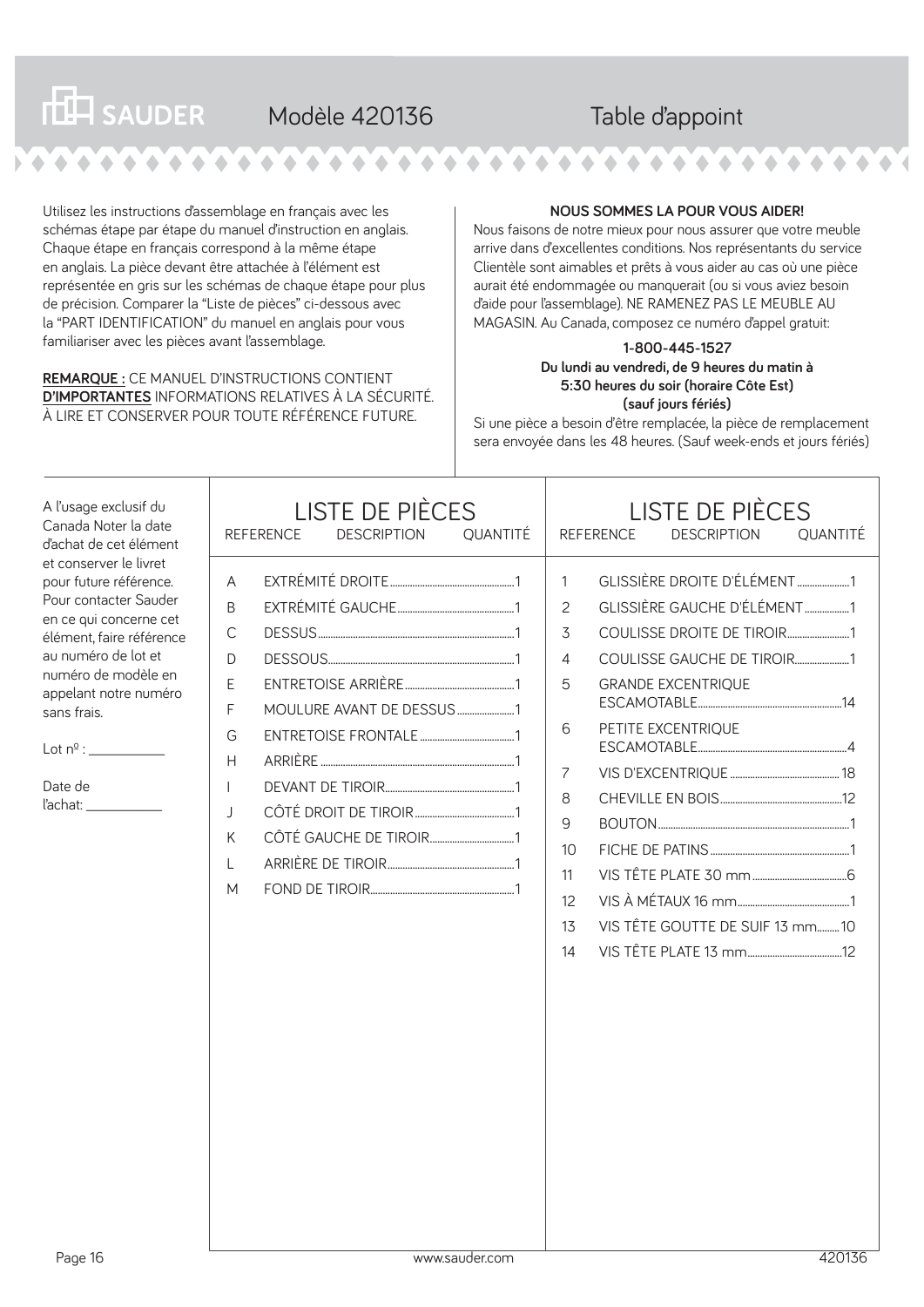# SAUDER Modèle 420136 Table d'appoint

Utilisez les instructions d'assemblage en français avec les schémas étape par étape du manuel d'instruction en anglais. Chaque étape en français correspond à la même étape en anglais. La pièce devant être attachée à l'élément est représentée en gris sur les schémas de chaque étape pour plus de précision. Comparer la "Liste de pièces" ci-dessous avec la "PART IDENTIFICATION" du manuel en anglais pour vous familiariser avec les pièces avant l'assemblage.

**REMARQUE :** CE MANUEL D'INSTRUCTIONS CONTIENT **D'IMPORTANTES** INFORMATIONS RELATIVES À LA SÉCURITÉ. À LIRE ET CONSERVER POUR TOUTE RÉFÉRENCE FUTURE.

**NOUS SOMMES LA POUR VOUS AIDER!**

Nous faisons de notre mieux pour nous assurer que votre meuble arrive dans d'excellentes conditions. Nos représentants du service Clientèle sont aimables et prêts à vous aider au cas où une pièce aurait été endommagée ou manquerait (ou si vous aviez besoin d'aide pour l'assemblage). NE RAMENEZ PAS LE MEUBLE AU MAGASIN. Au Canada, composez ce numéro d'appel gratuit:

**1-800-445-1527**
**Du lundi au vendredi, de 9 heures du matin à 5:30 heures du soir (horaire Côte Est) (sauf jours fériés)**

Si une pièce a besoin d'être remplacée, la pièce de remplacement sera envoyée dans les 48 heures. (Sauf week-ends et jours fériés)

A l'usage exclusif du Canada Noter la date d'achat de cet élément et conserver le livret pour future référence. Pour contacter Sauder en ce qui concerne cet élément, faire référence au numéro de lot et numéro de modèle en appelant notre numéro sans frais.

Lot nº : ___________

Date de l'achat: ___________

## LISTE DE PIÈCES

| REFERENCE | DESCRIPTION | QUANTITÉ |
|---|---|---|
| A | EXTRÉMITÉ DROITE | 1 |
| B | EXTRÉMITÉ GAUCHE | 1 |
| C | DESSUS | 1 |
| D | DESSOUS | 1 |
| E | ENTRETOISE ARRIÈRE | 1 |
| F | MOULURE AVANT DE DESSUS | 1 |
| G | ENTRETOISE FRONTALE | 1 |
| H | ARRIÈRE | 1 |
| I | DEVANT DE TIROIR | 1 |
| J | CÔTÉ DROIT DE TIROIR | 1 |
| K | CÔTÉ GAUCHE DE TIROIR | 1 |
| L | ARRIÈRE DE TIROIR | 1 |
| M | FOND DE TIROIR | 1 |

## LISTE DE PIÈCES

| REFERENCE | DESCRIPTION | QUANTITÉ |
|---|---|---|
| 1 | GLISSIÈRE DROITE D'ÉLÉMENT | 1 |
| 2 | GLISSIÈRE GAUCHE D'ÉLÉMENT | 1 |
| 3 | COULISSE DROITE DE TIROIR | 1 |
| 4 | COULISSE GAUCHE DE TIROIR | 1 |
| 5 | GRANDE EXCENTRIQUE ESCAMOTABLE | 14 |
| 6 | PETITE EXCENTRIQUE ESCAMOTABLE | 4 |
| 7 | VIS D'EXCENTRIQUE | 18 |
| 8 | CHEVILLE EN BOIS | 12 |
| 9 | BOUTON | 1 |
| 10 | FICHE DE PATINS | 1 |
| 11 | VIS TÊTE PLATE 30 mm | 6 |
| 12 | VIS À MÉTAUX 16 mm | 1 |
| 13 | VIS TÊTE GOUTTE DE SUIF 13 mm | 10 |
| 14 | VIS TÊTE PLATE 13 mm | 12 |

www.sauder.com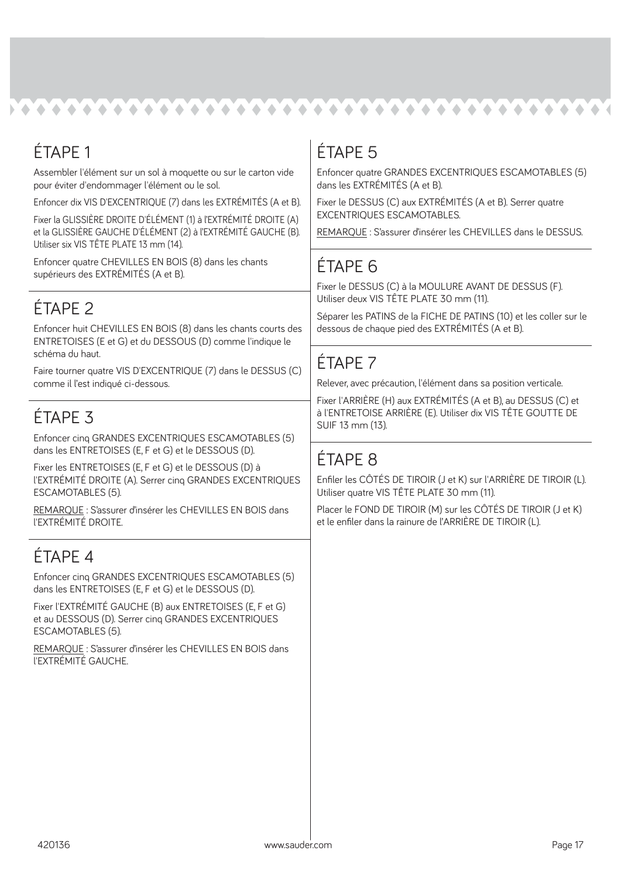## ÉTAPE 1

Assembler l'élément sur un sol à moquette ou sur le carton vide pour éviter d'endommager l'élément ou le sol.

Enfoncer dix VIS D'EXCENTRIQUE (7) dans les EXTRÉMITÉS (A et B).

Fixer la GLISSIÈRE DROITE D'ÉLÉMENT (1) à l'EXTRÉMITÉ DROITE (A) et la GLISSIÈRE GAUCHE D'ÉLÉMENT (2) à l'EXTRÉMITÉ GAUCHE (B). Utiliser six VIS TÊTE PLATE 13 mm (14).

Enfoncer quatre CHEVILLES EN BOIS (8) dans les chants supérieurs des EXTRÉMITÉS (A et B).

## ÉTAPE 2

Enfoncer huit CHEVILLES EN BOIS (8) dans les chants courts des ENTRETOISES (E et G) et du DESSOUS (D) comme l'indique le schéma du haut.

Faire tourner quatre VIS D'EXCENTRIQUE (7) dans le DESSUS (C) comme il l'est indiqué ci-dessous.

## ÉTAPE 3

Enfoncer cinq GRANDES EXCENTRIQUES ESCAMOTABLES (5) dans les ENTRETOISES (E, F et G) et le DESSOUS (D).

Fixer les ENTRETOISES (E, F et G) et le DESSOUS (D) à l'EXTRÉMITÉ DROITE (A). Serrer cinq GRANDES EXCENTRIQUES ESCAMOTABLES (5).

<u>REMARQUE</u> : S'assurer d'insérer les CHEVILLES EN BOIS dans l'EXTRÉMITÉ DROITE.

## ÉTAPE 4

Enfoncer cinq GRANDES EXCENTRIQUES ESCAMOTABLES (5) dans les ENTRETOISES (E, F et G) et le DESSOUS (D).

Fixer l'EXTRÉMITÉ GAUCHE (B) aux ENTRETOISES (E, F et G) et au DESSOUS (D). Serrer cinq GRANDES EXCENTRIQUES ESCAMOTABLES (5).

<u>REMARQUE</u> : S'assurer d'insérer les CHEVILLES EN BOIS dans l'EXTRÉMITÉ GAUCHE.

## ÉTAPE 5

Enfoncer quatre GRANDES EXCENTRIQUES ESCAMOTABLES (5) dans les EXTRÉMITÉS (A et B).

Fixer le DESSUS (C) aux EXTRÉMITÉS (A et B). Serrer quatre EXCENTRIQUES ESCAMOTABLES.

<u>REMARQUE</u> : S'assurer d'insérer les CHEVILLES dans le DESSUS.

## ÉTAPE 6

Fixer le DESSUS (C) à la MOULURE AVANT DE DESSUS (F). Utiliser deux VIS TÊTE PLATE 30 mm (11).

Séparer les PATINS de la FICHE DE PATINS (10) et les coller sur le dessous de chaque pied des EXTRÉMITÉS (A et B).

## ÉTAPE 7

Relever, avec précaution, l'élément dans sa position verticale.

Fixer l'ARRIÈRE (H) aux EXTRÉMITÉS (A et B), au DESSUS (C) et à l'ENTRETOISE ARRIÈRE (E). Utiliser dix VIS TÊTE GOUTTE DE SUIF 13 mm (13).

## ÉTAPE 8

Enfiler les CÔTÉS DE TIROIR (J et K) sur l'ARRIÈRE DE TIROIR (L). Utiliser quatre VIS TÊTE PLATE 30 mm (11).

Placer le FOND DE TIROIR (M) sur les CÔTÉS DE TIROIR (J et K) et le enfiler dans la rainure de l'ARRIÈRE DE TIROIR (L).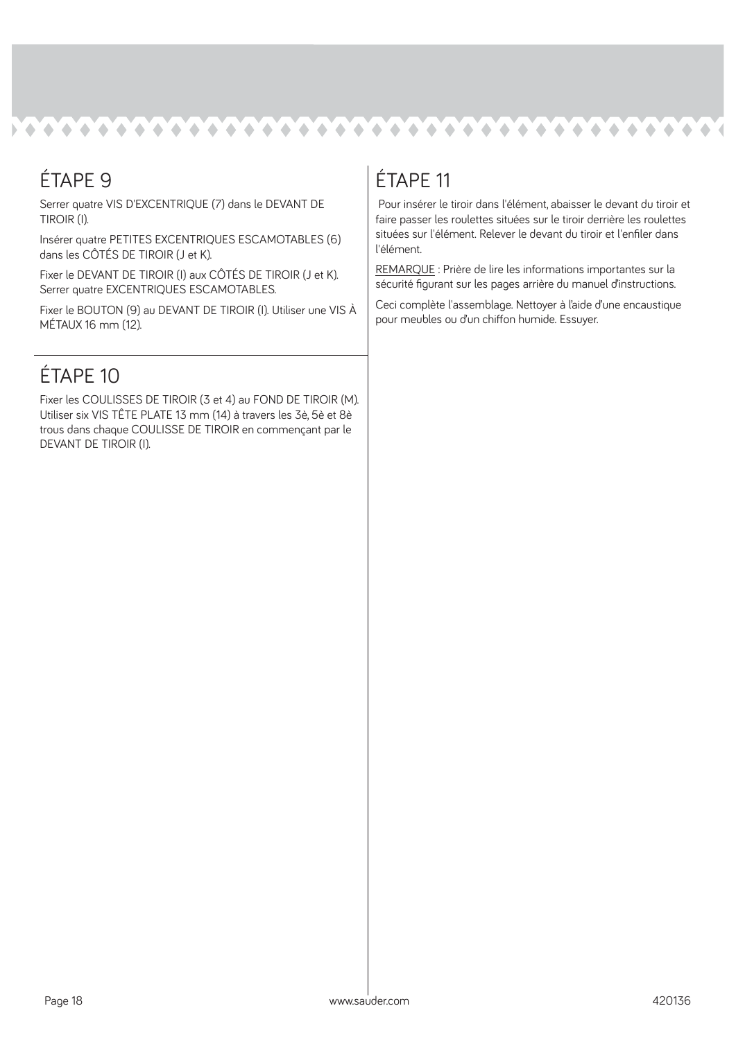## ÉTAPE 9

Serrer quatre VIS D'EXCENTRIQUE (7) dans le DEVANT DE TIROIR (I).

Insérer quatre PETITES EXCENTRIQUES ESCAMOTABLES (6) dans les CÔTÉS DE TIROIR (J et K).

Fixer le DEVANT DE TIROIR (I) aux CÔTÉS DE TIROIR (J et K). Serrer quatre EXCENTRIQUES ESCAMOTABLES.

Fixer le BOUTON (9) au DEVANT DE TIROIR (I). Utiliser une VIS À MÉTAUX 16 mm (12).

## ÉTAPE 10

Fixer les COULISSES DE TIROIR (3 et 4) au FOND DE TIROIR (M). Utiliser six VIS TÊTE PLATE 13 mm (14) à travers les 3è, 5è et 8è trous dans chaque COULISSE DE TIROIR en commençant par le DEVANT DE TIROIR (I).

## ÉTAPE 11

Pour insérer le tiroir dans l'élément, abaisser le devant du tiroir et faire passer les roulettes situées sur le tiroir derrière les roulettes situées sur l'élément. Relever le devant du tiroir et l'enfiler dans l'élément.

<u>REMARQUE</u> : Prière de lire les informations importantes sur la sécurité figurant sur les pages arrière du manuel d'instructions.

Ceci complète l'assemblage. Nettoyer à l'aide d'une encaustique pour meubles ou d'un chiffon humide. Essuyer.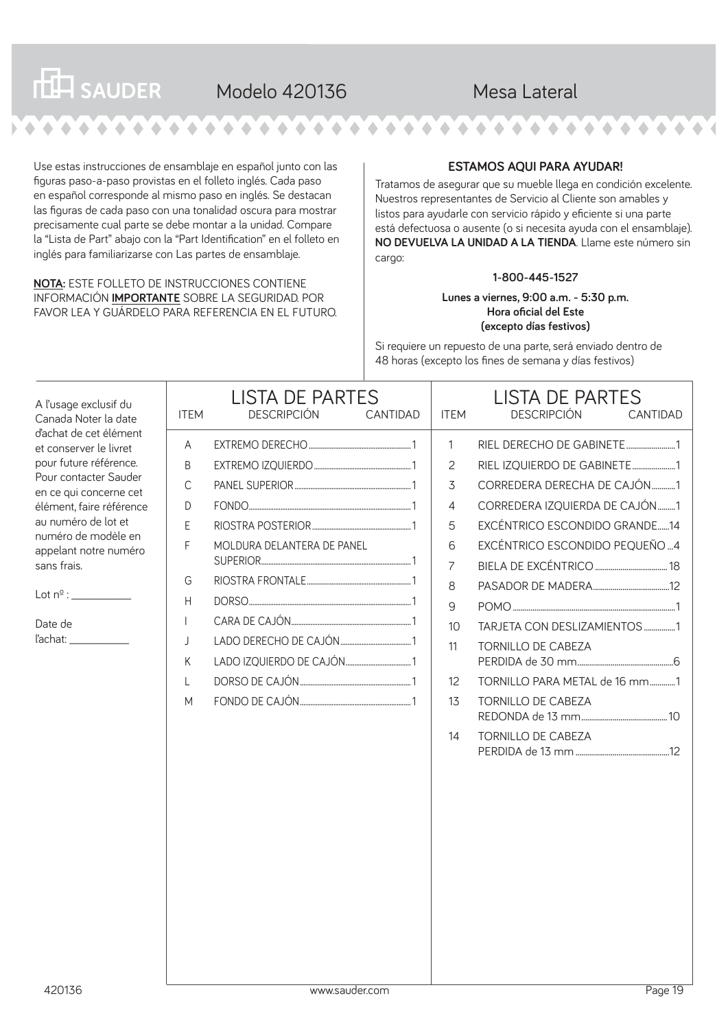# SAUDER Modelo 420136 Mesa Lateral

Use estas instrucciones de ensamblaje en español junto con las figuras paso-a-paso provistas en el folleto inglés. Cada paso en español corresponde al mismo paso en inglés. Se destacan las figuras de cada paso con una tonalidad oscura para mostrar precisamente cual parte se debe montar a la unidad. Compare la "Lista de Part" abajo con la "Part Identification" en el folleto en inglés para familiarizarse con Las partes de ensamblaje.

**NOTA:** ESTE FOLLETO DE INSTRUCCIONES CONTIENE INFORMACIÓN **IMPORTANTE** SOBRE LA SEGURIDAD. POR FAVOR LEA Y GUÁRDELO PARA REFERENCIA EN EL FUTURO.

**ESTAMOS AQUI PARA AYUDAR!**

Tratamos de asegurar que su mueble llega en condición excelente. Nuestros representantes de Servicio al Cliente son amables y listos para ayudarle con servicio rápido y eficiente si una parte está defectuosa o ausente (o si necesita ayuda con el ensamblaje). **NO DEVUELVA LA UNIDAD A LA TIENDA**. Llame este número sin cargo:

**1-800-445-1527**

**Lunes a viernes, 9:00 a.m. - 5:30 p.m.**
**Hora oficial del Este**
**(excepto días festivos)**

Si requiere un repuesto de una parte, será enviado dentro de 48 horas (excepto los fines de semana y días festivos)

A l'usage exclusif du Canada Noter la date d'achat de cet élément et conserver le livret pour future référence. Pour contacter Sauder en ce qui concerne cet élément, faire référence au numéro de lot et numéro de modèle en appelant notre numéro sans frais.

Lot nº : ___________

Date de l'achat: ___________

## LISTA DE PARTES

| ITEM | DESCRIPCIÓN | CANTIDAD |
|---|---|---|
| A | EXTREMO DERECHO | 1 |
| B | EXTREMO IZQUIERDO | 1 |
| C | PANEL SUPERIOR | 1 |
| D | FONDO | 1 |
| E | RIOSTRA POSTERIOR | 1 |
| F | MOLDURA DELANTERA DE PANEL SUPERIOR | 1 |
| G | RIOSTRA FRONTALE | 1 |
| H | DORSO | 1 |
| I | CARA DE CAJÓN | 1 |
| J | LADO DERECHO DE CAJÓN | 1 |
| K | LADO IZQUIERDO DE CAJÓN | 1 |
| L | DORSO DE CAJÓN | 1 |
| M | FONDO DE CAJÓN | 1 |

## LISTA DE PARTES

| ITEM | DESCRIPCIÓN | CANTIDAD |
|---|---|---|
| 1 | RIEL DERECHO DE GABINETE | 1 |
| 2 | RIEL IZQUIERDO DE GABINETE | 1 |
| 3 | CORREDERA DERECHA DE CAJÓN | 1 |
| 4 | CORREDERA IZQUIERDA DE CAJÓN | 1 |
| 5 | EXCÉNTRICO ESCONDIDO GRANDE | 14 |
| 6 | EXCÉNTRICO ESCONDIDO PEQUEÑO | 4 |
| 7 | BIELA DE EXCÉNTRICO | 18 |
| 8 | PASADOR DE MADERA | 12 |
| 9 | POMO | 1 |
| 10 | TARJETA CON DESLIZAMIENTOS | 1 |
| 11 | TORNILLO DE CABEZA PERDIDA de 30 mm | 6 |
| 12 | TORNILLO PARA METAL de 16 mm | 1 |
| 13 | TORNILLO DE CABEZA REDONDA de 13 mm | 10 |
| 14 | TORNILLO DE CABEZA PERDIDA de 13 mm | 12 |

www.sauder.com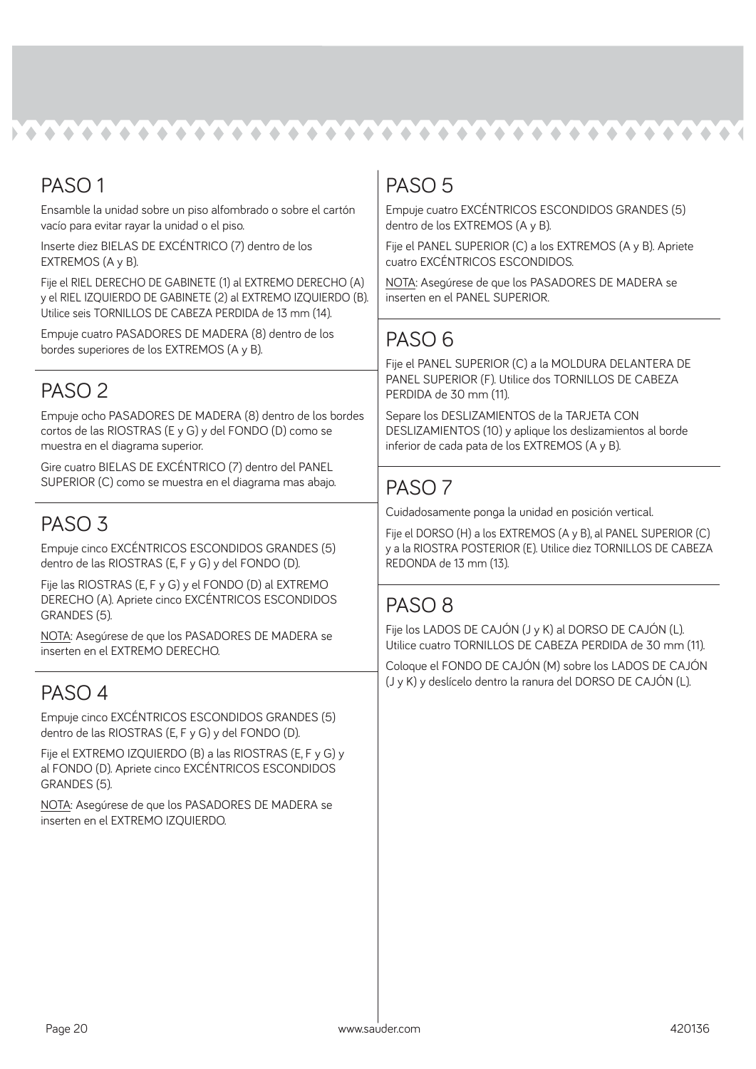## PASO 1

Ensamble la unidad sobre un piso alfombrado o sobre el cartón vacío para evitar rayar la unidad o el piso.

Inserte diez BIELAS DE EXCÉNTRICO (7) dentro de los EXTREMOS (A y B).

Fije el RIEL DERECHO DE GABINETE (1) al EXTREMO DERECHO (A) y el RIEL IZQUIERDO DE GABINETE (2) al EXTREMO IZQUIERDO (B). Utilice seis TORNILLOS DE CABEZA PERDIDA de 13 mm (14).

Empuje cuatro PASADORES DE MADERA (8) dentro de los bordes superiores de los EXTREMOS (A y B).

## PASO 2

Empuje ocho PASADORES DE MADERA (8) dentro de los bordes cortos de las RIOSTRAS (E y G) y del FONDO (D) como se muestra en el diagrama superior.

Gire cuatro BIELAS DE EXCÉNTRICO (7) dentro del PANEL SUPERIOR (C) como se muestra en el diagrama mas abajo.

## PASO 3

Empuje cinco EXCÉNTRICOS ESCONDIDOS GRANDES (5) dentro de las RIOSTRAS (E, F y G) y del FONDO (D).

Fije las RIOSTRAS (E, F y G) y el FONDO (D) al EXTREMO DERECHO (A). Apriete cinco EXCÉNTRICOS ESCONDIDOS GRANDES (5).

NOTA: Asegúrese de que los PASADORES DE MADERA se inserten en el EXTREMO DERECHO.

## PASO 4

Empuje cinco EXCÉNTRICOS ESCONDIDOS GRANDES (5) dentro de las RIOSTRAS (E, F y G) y del FONDO (D).

Fije el EXTREMO IZQUIERDO (B) a las RIOSTRAS (E, F y G) y al FONDO (D). Apriete cinco EXCÉNTRICOS ESCONDIDOS GRANDES (5).

NOTA: Asegúrese de que los PASADORES DE MADERA se inserten en el EXTREMO IZQUIERDO.

## PASO 5

Empuje cuatro EXCÉNTRICOS ESCONDIDOS GRANDES (5) dentro de los EXTREMOS (A y B).

Fije el PANEL SUPERIOR (C) a los EXTREMOS (A y B). Apriete cuatro EXCÉNTRICOS ESCONDIDOS.

NOTA: Asegúrese de que los PASADORES DE MADERA se inserten en el PANEL SUPERIOR.

## PASO 6

Fije el PANEL SUPERIOR (C) a la MOLDURA DELANTERA DE PANEL SUPERIOR (F). Utilice dos TORNILLOS DE CABEZA PERDIDA de 30 mm (11).

Separe los DESLIZAMIENTOS de la TARJETA CON DESLIZAMIENTOS (10) y aplique los deslizamientos al borde inferior de cada pata de los EXTREMOS (A y B).

## PASO 7

Cuidadosamente ponga la unidad en posición vertical.

Fije el DORSO (H) a los EXTREMOS (A y B), al PANEL SUPERIOR (C) y a la RIOSTRA POSTERIOR (E). Utilice diez TORNILLOS DE CABEZA REDONDA de 13 mm (13).

## PASO 8

Fije los LADOS DE CAJÓN (J y K) al DORSO DE CAJÓN (L). Utilice cuatro TORNILLOS DE CABEZA PERDIDA de 30 mm (11).

Coloque el FONDO DE CAJÓN (M) sobre los LADOS DE CAJÓN (J y K) y deslícelo dentro la ranura del DORSO DE CAJÓN (L).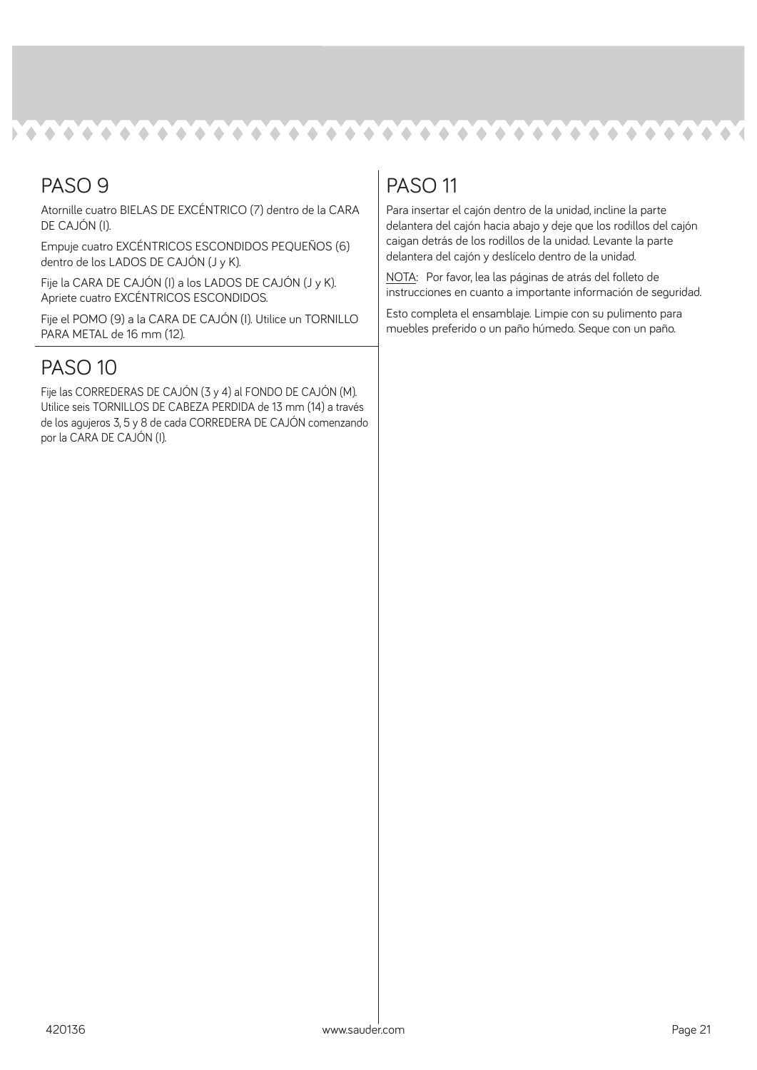## PASO 9

Atornille cuatro BIELAS DE EXCÉNTRICO (7) dentro de la CARA DE CAJÓN (I).

Empuje cuatro EXCÉNTRICOS ESCONDIDOS PEQUEÑOS (6) dentro de los LADOS DE CAJÓN (J y K).

Fije la CARA DE CAJÓN (I) a los LADOS DE CAJÓN (J y K). Apriete cuatro EXCÉNTRICOS ESCONDIDOS.

Fije el POMO (9) a la CARA DE CAJÓN (I). Utilice un TORNILLO PARA METAL de 16 mm (12).

## PASO 10

Fije las CORREDERAS DE CAJÓN (3 y 4) al FONDO DE CAJÓN (M). Utilice seis TORNILLOS DE CABEZA PERDIDA de 13 mm (14) a través de los agujeros 3, 5 y 8 de cada CORREDERA DE CAJÓN comenzando por la CARA DE CAJÓN (I).

## PASO 11

Para insertar el cajón dentro de la unidad, incline la parte delantera del cajón hacia abajo y deje que los rodillos del cajón caigan detrás de los rodillos de la unidad. Levante la parte delantera del cajón y deslícelo dentro de la unidad.

NOTA: Por favor, lea las páginas de atrás del folleto de instrucciones en cuanto a importante información de seguridad.

Esto completa el ensamblaje. Limpie con su pulimento para muebles preferido o un paño húmedo. Seque con un paño.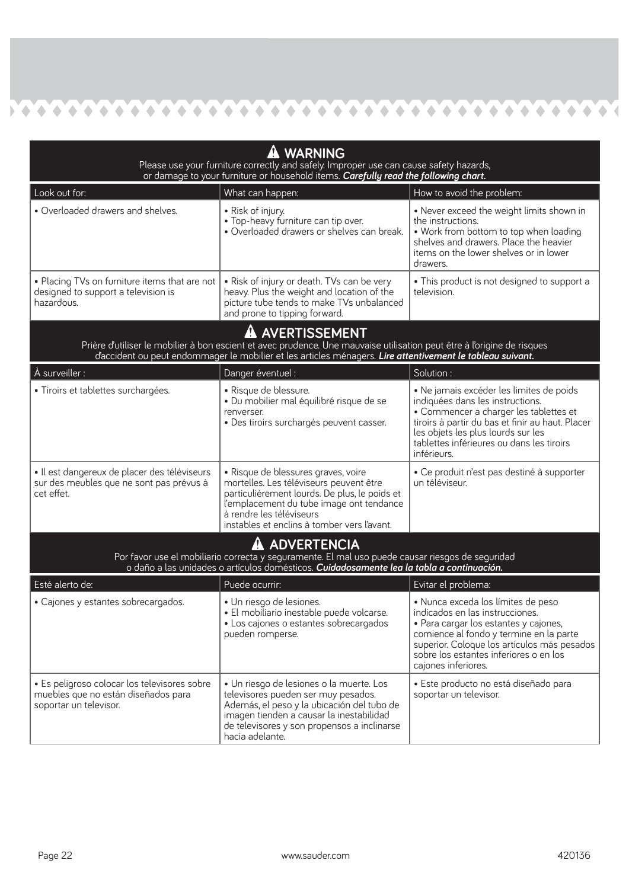## ⚠ WARNING

Please use your furniture correctly and safely. Improper use can cause safety hazards, or damage to your furniture or household items. ***Carefully read the following chart.***

| Look out for: | What can happen: | How to avoid the problem: |
|---|---|---|
| • Overloaded drawers and shelves. | • Risk of injury.<br>• Top-heavy furniture can tip over.<br>• Overloaded drawers or shelves can break. | • Never exceed the weight limits shown in the instructions.<br>• Work from bottom to top when loading shelves and drawers. Place the heavier items on the lower shelves or in lower drawers. |
| • Placing TVs on furniture items that are not designed to support a television is hazardous. | • Risk of injury or death. TVs can be very heavy. Plus the weight and location of the picture tube tends to make TVs unbalanced and prone to tipping forward. | • This product is not designed to support a television. |

## ⚠ AVERTISSEMENT

Prière d'utiliser le mobilier à bon escient et avec prudence. Une mauvaise utilisation peut être à l'origine de risques d'accident ou peut endommager le mobilier et les articles ménagers. ***Lire attentivement le tableau suivant.***

| À surveiller : | Danger éventuel : | Solution : |
|---|---|---|
| • Tiroirs et tablettes surchargées. | • Risque de blessure.<br>• Du mobilier mal équilibré risque de se renverser.<br>• Des tiroirs surchargés peuvent casser. | • Ne jamais excéder les limites de poids indiquées dans les instructions.<br>• Commencer a charger les tablettes et tiroirs à partir du bas et finir au haut. Placer les objets les plus lourds sur les tablettes inférieures ou dans les tiroirs inférieurs. |
| • Il est dangereux de placer des téléviseurs sur des meubles que ne sont pas prévus à cet effet. | • Risque de blessures graves, voire mortelles. Les téléviseurs peuvent être particulièrement lourds. De plus, le poids et l'emplacement du tube image ont tendance à rendre les téléviseurs instables et enclins à tomber vers l'avant. | • Ce produit n'est pas destiné à supporter un téléviseur. |

## ⚠ ADVERTENCIA

Por favor use el mobiliario correcta y seguramente. El mal uso puede causar riesgos de seguridad o daño a las unidades o artículos domésticos. ***Cuidadosamente lea la tabla a continuación.***

| Esté alerto de: | Puede ocurrir: | Evitar el problema: |
|---|---|---|
| • Cajones y estantes sobrecargados. | • Un riesgo de lesiones.<br>• El mobiliario inestable puede volcarse.<br>• Los cajones o estantes sobrecargados pueden romperse. | • Nunca exceda los límites de peso indicados en las instrucciones.<br>• Para cargar los estantes y cajones, comience al fondo y termine en la parte superior. Coloque los artículos más pesados sobre los estantes inferiores o en los cajones inferiores. |
| • Es peligroso colocar los televisores sobre muebles que no están diseñados para soportar un televisor. | • Un riesgo de lesiones o la muerte. Los televisores pueden ser muy pesados. Además, el peso y la ubicación del tubo de imagen tienden a causar la inestabilidad de televisores y son propensos a inclinarse hacia adelante. | • Este producto no está diseñado para soportar un televisor. |

www.sauder.com 420136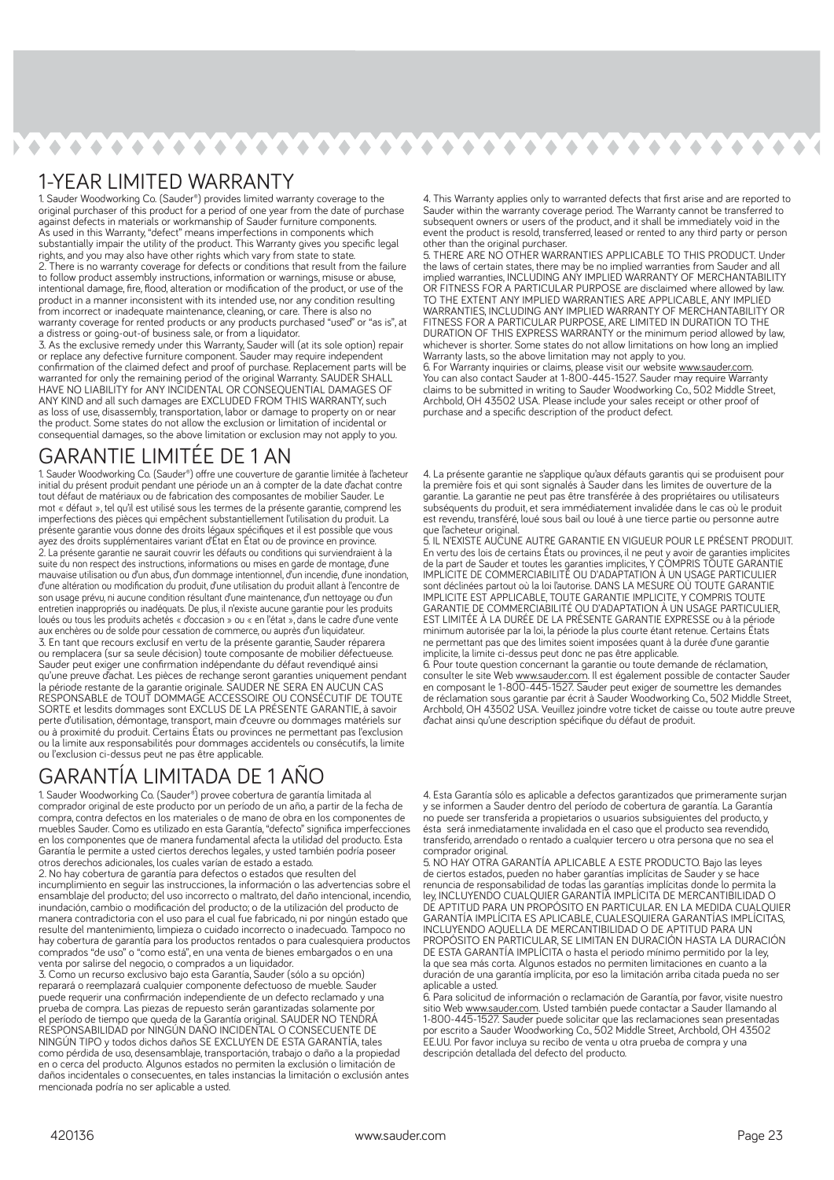# 1-YEAR LIMITED WARRANTY

1. Sauder Woodworking Co. (Sauder®) provides limited warranty coverage to the original purchaser of this product for a period of one year from the date of purchase against defects in materials or workmanship of Sauder furniture components. As used in this Warranty, "defect" means imperfections in components which substantially impair the utility of the product. This Warranty gives you specific legal rights, and you may also have other rights which vary from state to state.
2. There is no warranty coverage for defects or conditions that result from the failure to follow product assembly instructions, information or warnings, misuse or abuse, intentional damage, fire, flood, alteration or modification of the product, or use of the product in a manner inconsistent with its intended use, nor any condition resulting from incorrect or inadequate maintenance, cleaning, or care. There is also no warranty coverage for rented products or any products purchased "used" or "as is", at a distress or going-out-of business sale, or from a liquidator.
3. As the exclusive remedy under this Warranty, Sauder will (at its sole option) repair or replace any defective furniture component. Sauder may require independent confirmation of the claimed defect and proof of purchase. Replacement parts will be warranted for only the remaining period of the original Warranty. SAUDER SHALL HAVE NO LIABILITY for ANY INCIDENTAL OR CONSEQUENTIAL DAMAGES OF ANY KIND and all such damages are EXCLUDED FROM THIS WARRANTY, such as loss of use, disassembly, transportation, labor or damage to property on or near the product. Some states do not allow the exclusion or limitation of incidental or consequential damages, so the above limitation or exclusion may not apply to you.
4. This Warranty applies only to warranted defects that first arise and are reported to Sauder within the warranty coverage period. The Warranty cannot be transferred to subsequent owners or users of the product, and it shall be immediately void in the event the product is resold, transferred, leased or rented to any third party or person other than the original purchaser.
5. THERE ARE NO OTHER WARRANTIES APPLICABLE TO THIS PRODUCT. Under the laws of certain states, there may be no implied warranties from Sauder and all implied warranties, INCLUDING ANY IMPLIED WARRANTY OF MERCHANTABILITY OR FITNESS FOR A PARTICULAR PURPOSE are disclaimed where allowed by law. TO THE EXTENT ANY IMPLIED WARRANTIES ARE APPLICABLE, ANY IMPLIED WARRANTIES, INCLUDING ANY IMPLIED WARRANTY OF MERCHANTABILITY OR FITNESS FOR A PARTICULAR PURPOSE, ARE LIMITED IN DURATION TO THE DURATION OF THIS EXPRESS WARRANTY or the minimum period allowed by law, whichever is shorter. Some states do not allow limitations on how long an implied Warranty lasts, so the above limitation may not apply to you.
6. For Warranty inquiries or claims, please visit our website www.sauder.com. You can also contact Sauder at 1-800-445-1527. Sauder may require Warranty claims to be submitted in writing to Sauder Woodworking Co., 502 Middle Street, Archbold, OH 43502 USA. Please include your sales receipt or other proof of purchase and a specific description of the product defect.

# GARANTIE LIMITÉE DE 1 AN

1. Sauder Woodworking Co. (Sauder®) offre une couverture de garantie limitée à l'acheteur initial du présent produit pendant une période un an à compter de la date d'achat contre tout défaut de matériaux ou de fabrication des composantes de mobilier Sauder. Le mot « défaut », tel qu'il est utilisé sous les termes de la présente garantie, comprend les imperfections des pièces qui empêchent substantiellement l'utilisation du produit. La présente garantie vous donne des droits légaux spécifiques et il est possible que vous ayez des droits supplémentaires variant d'État en État ou de province en province.
2. La présente garantie ne saurait couvrir les défauts ou conditions qui surviendraient à la suite du non respect des instructions, informations ou mises en garde de montage, d'une mauvaise utilisation ou d'un abus, d'un dommage intentionnel, d'un incendie, d'une inondation, d'une altération ou modification du produit, d'une utilisation du produit allant à l'encontre de son usage prévu, ni aucune condition résultant d'une maintenance, d'un nettoyage ou d'un entretien inappropriés ou inadéquats. De plus, il n'existe aucune garantie pour les produits loués ou tous les produits achetés « d'occasion » ou « en l'état », dans le cadre d'une vente aux enchères ou de solde pour cessation de commerce, ou auprès d'un liquidateur.
3. En tant que recours exclusif en vertu de la présente garantie, Sauder réparera ou remplacera (sur sa seule décision) toute composante de mobilier défectueuse. Sauder peut exiger une confirmation indépendante du défaut revendiqué ainsi qu'une preuve d'achat. Les pièces de rechange seront garanties uniquement pendant la période restante de la garantie originale. SAUDER NE SERA EN AUCUN CAS RESPONSABLE de TOUT DOMMAGE ACCESSOIRE OU CONSÉCUTIF DE TOUTE SORTE et lesdits dommages sont EXCLUS DE LA PRÉSENTE GARANTIE, à savoir perte d'utilisation, démontage, transport, main d'œuvre ou dommages matériels sur ou à proximité du produit. Certains États ou provinces ne permettant pas l'exclusion ou la limite aux responsabilités pour dommages accidentels ou consécutifs, la limite ou l'exclusion ci-dessus peut ne pas être applicable.
4. La présente garantie ne s'applique qu'aux défauts garantis qui se produisent pour la première fois et qui sont signalés à Sauder dans les limites de ouverture de la garantie. La garantie ne peut pas être transférée à des propriétaires ou utilisateurs subséquents du produit, et sera immédiatement invalidée dans le cas où le produit est revendu, transféré, loué sous bail ou loué à une tierce partie ou personne autre que l'acheteur original.
5. IL N'EXISTE AUCUNE AUTRE GARANTIE EN VIGUEUR POUR LE PRÉSENT PRODUIT. En vertu des lois de certains États ou provinces, il ne peut y avoir de garanties implicites de la part de Sauder et toutes les garanties implicites, Y COMPRIS TOUTE GARANTIE IMPLICITE DE COMMERCIABILITÉ OU D'ADAPTATION À UN USAGE PARTICULIER sont déclinées partout où la loi l'autorise. DANS LA MESURE OÙ TOUTE GARANTIE IMPLICITE EST APPLICABLE, TOUTE GARANTIE IMPLICITE, Y COMPRIS TOUTE GARANTIE DE COMMERCIABILITÉ OU D'ADAPTATION À UN USAGE PARTICULIER, EST LIMITÉE À LA DURÉE DE LA PRÉSENTE GARANTIE EXPRESSE ou à la période minimum autorisée par la loi, la période la plus courte étant retenue. Certains États ne permettant pas que des limites soient imposées quant à la durée d'une garantie implicite, la limite ci-dessus peut donc ne pas être applicable.
6. Pour toute question concernant la garantie ou toute demande de réclamation, consulter le site Web www.sauder.com. Il est également possible de contacter Sauder en composant le 1-800-445-1527. Sauder peut exiger de soumettre les demandes de réclamation sous garantie par écrit à Sauder Woodworking Co., 502 Middle Street, Archbold, OH 43502 USA. Veuillez joindre votre ticket de caisse ou toute autre preuve d'achat ainsi qu'une description spécifique du défaut de produit.

# GARANTÍA LIMITADA DE 1 AÑO

1. Sauder Woodworking Co. (Sauder®) provee cobertura de garantía limitada al comprador original de este producto por un período de un año, a partir de la fecha de compra, contra defectos en los materiales o de mano de obra en los componentes de muebles Sauder. Como es utilizado en esta Garantía, "defecto" significa imperfecciones en los componentes que de manera fundamental afecta la utilidad del producto. Esta Garantía le permite a usted ciertos derechos legales, y usted también podría poseer otros derechos adicionales, los cuales varían de estado a estado.
2. No hay cobertura de garantía para defectos o estados que resulten del incumplimiento en seguir las instrucciones, la información o las advertencias sobre el ensamblaje del producto; del uso incorrecto o maltrato, del daño intencional, incendio, inundación, cambio o modificación del producto; o de la utilización del producto de manera contradictoria con el uso para el cual fue fabricado, ni por ningún estado que resulte del mantenimiento, limpieza o cuidado incorrecto o inadecuado. Tampoco no hay cobertura de garantía para los productos rentados o para cualesquiera productos comprados "de uso" o "como está", en una venta de bienes embargados o en una venta por salirse del negocio, o comprados a un liquidador.
3. Como un recurso exclusivo bajo esta Garantía, Sauder (sólo a su opción) reparará o reemplazará cualquier componente defectuoso de mueble. Sauder puede requerir una confirmación independiente de un defecto reclamado y una prueba de compra. Las piezas de repuesto serán garantizadas solamente por el período de tiempo que queda de la Garantía original. SAUDER NO TENDRÁ RESPONSABILIDAD por NINGÚN DAÑO INCIDENTAL O CONSECUENTE DE NINGÚN TIPO y todos dichos daños SE EXCLUYEN DE ESTA GARANTÍA, tales como pérdida de uso, desensamblaje, transportación, trabajo o daño a la propiedad en o cerca del producto. Algunos estados no permiten la exclusión o limitación de daños incidentales o consecuentes, en tales instancias la limitación o exclusión antes mencionada podría no ser aplicable a usted.
4. Esta Garantía sólo es aplicable a defectos garantizados que primeramente surjan y se informen a Sauder dentro del período de cobertura de garantía. La Garantía no puede ser transferida a propietarios o usuarios subsiguientes del producto, y ésta será inmediatamente invalidada en el caso que el producto sea revendido, transferido, arrendado o rentado a cualquier tercero u otra persona que no sea el comprador original.
5. NO HAY OTRA GARANTÍA APLICABLE A ESTE PRODUCTO. Bajo las leyes de ciertos estados, pueden no haber garantías implícitas de Sauder y se hace renuncia de responsabilidad de todas las garantías implícitas donde lo permita la ley, INCLUYENDO CUALQUIER GARANTÍA IMPLÍCITA DE MERCANTIBILIDAD O DE APTITUD PARA UN PROPÓSITO EN PARTICULAR. EN LA MEDIDA CUALQUIER GARANTÍA IMPLÍCITA ES APLICABLE, CUALESQUIERA GARANTÍAS IMPLÍCITAS, INCLUYENDO AQUELLA DE MERCANTIBILIDAD O DE APTITUD PARA UN PROPÓSITO EN PARTICULAR, SE LIMITAN EN DURACIÓN HASTA LA DURACIÓN DE ESTA GARANTÍA IMPLÍCITA o hasta el periodo mínimo permitido por la ley, la que sea más corta. Algunos estados no permiten limitaciones en cuanto a la duración de una garantía implícita, por eso la limitación arriba citada pueda no ser aplicable a usted.
6. Para solicitud de información o reclamación de Garantía, por favor, visite nuestro sitio Web www.sauder.com. Usted también puede contactar a Sauder llamando al 1-800-445-1527. Sauder puede solicitar que las reclamaciones sean presentadas por escrito a Sauder Woodworking Co., 502 Middle Street, Archbold, OH 43502 EE.UU. Por favor incluya su recibo de venta u otra prueba de compra y una descripción detallada del defecto del producto.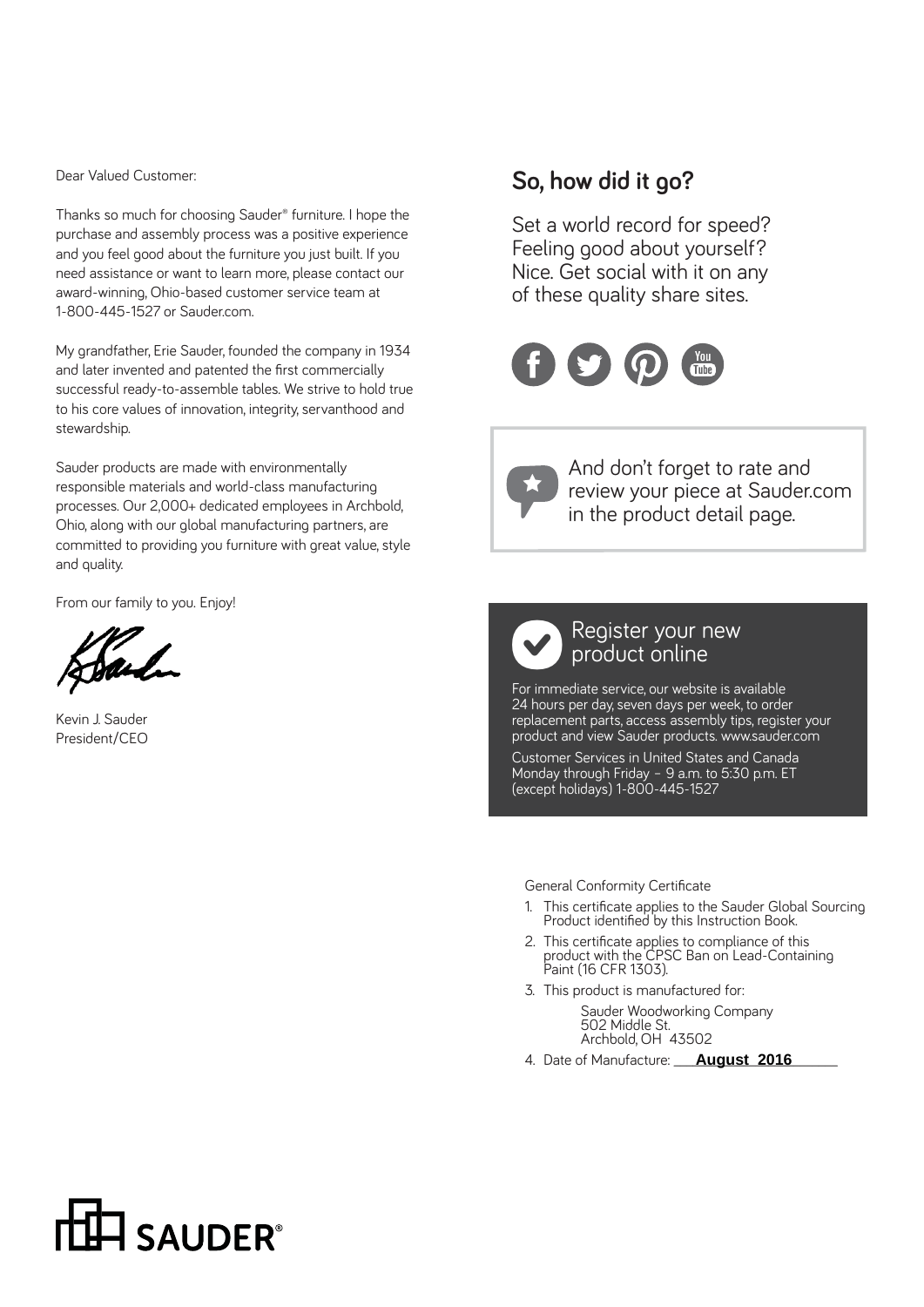Dear Valued Customer:

Thanks so much for choosing Sauder® furniture. I hope the purchase and assembly process was a positive experience and you feel good about the furniture you just built. If you need assistance or want to learn more, please contact our award-winning, Ohio-based customer service team at 1-800-445-1527 or Sauder.com.

My grandfather, Erie Sauder, founded the company in 1934 and later invented and patented the first commercially successful ready-to-assemble tables. We strive to hold true to his core values of innovation, integrity, servanthood and stewardship.

Sauder products are made with environmentally responsible materials and world-class manufacturing processes. Our 2,000+ dedicated employees in Archbold, Ohio, along with our global manufacturing partners, are committed to providing you furniture with great value, style and quality.

From our family to you. Enjoy!

Kevin J. Sauder
President/CEO

## So, how did it go?

Set a world record for speed? Feeling good about yourself? Nice. Get social with it on any of these quality share sites.

And don't forget to rate and review your piece at Sauder.com in the product detail page.

### Register your new product online

For immediate service, our website is available 24 hours per day, seven days per week, to order replacement parts, access assembly tips, register your product and view Sauder products. www.sauder.com

Customer Services in United States and Canada
Monday through Friday – 9 a.m. to 5:30 p.m. ET
(except holidays) 1-800-445-1527

General Conformity Certificate

1. This certificate applies to the Sauder Global Sourcing Product identified by this Instruction Book.
2. This certificate applies to compliance of this product with the CPSC Ban on Lead-Containing Paint (16 CFR 1303).
3. This product is manufactured for:

   Sauder Woodworking Company
   502 Middle St.
   Archbold, OH 43502
4. Date of Manufacture: **August 2016**

SAUDER®